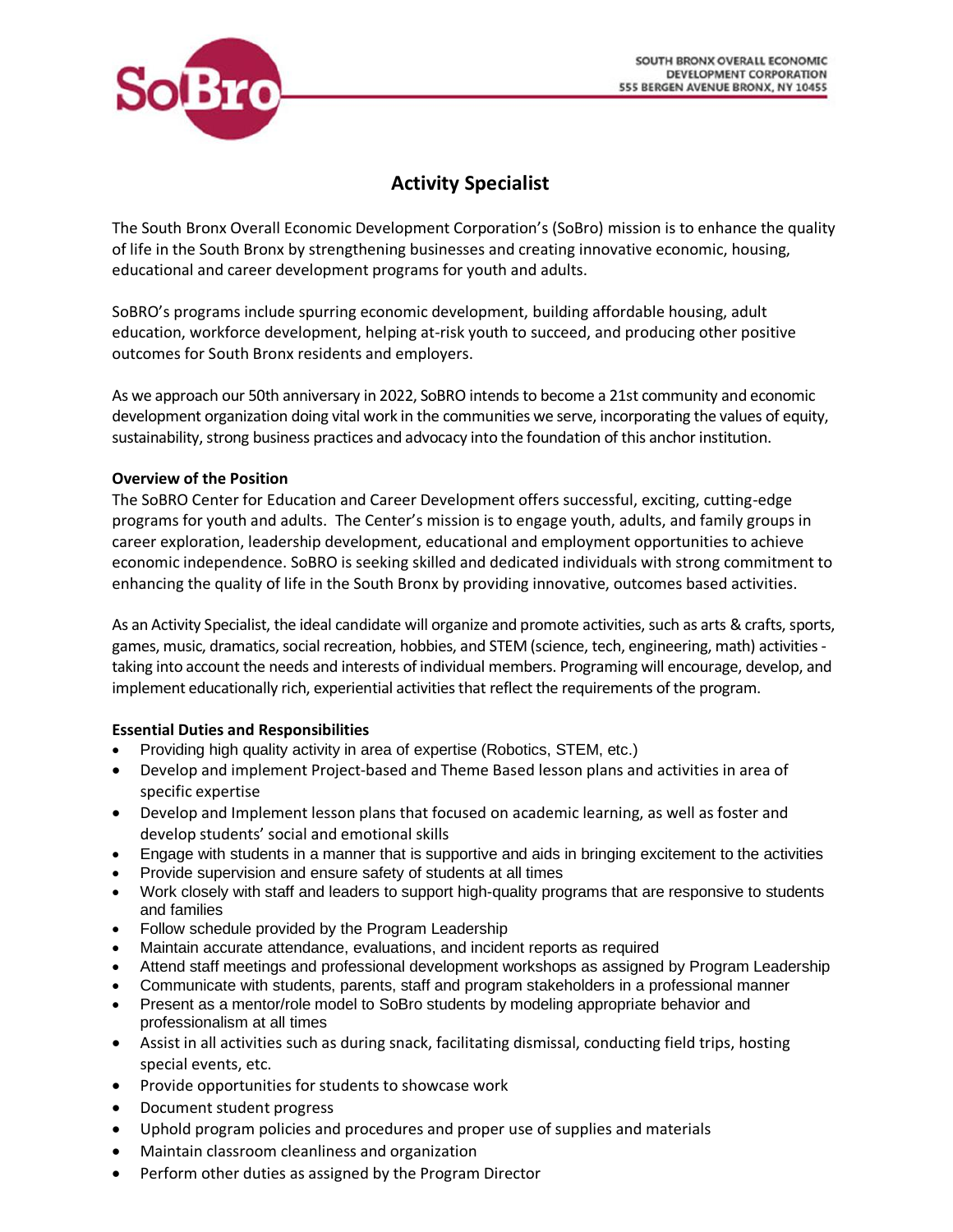SOUTH BRONX OVERALL ECONOMIC DEVELOPMENT CORPORATION
555 BERGEN AVENUE BRONX, NY 10455

# Activity Specialist

The South Bronx Overall Economic Development Corporation's (SoBro) mission is to enhance the quality of life in the South Bronx by strengthening businesses and creating innovative economic, housing, educational and career development programs for youth and adults.

SoBRO's programs include spurring economic development, building affordable housing, adult education, workforce development, helping at-risk youth to succeed, and producing other positive outcomes for South Bronx residents and employers.

As we approach our 50th anniversary in 2022, SoBRO intends to become a 21st community and economic development organization doing vital work in the communities we serve, incorporating the values of equity, sustainability, strong business practices and advocacy into the foundation of this anchor institution.

**Overview of the Position**

The SoBRO Center for Education and Career Development offers successful, exciting, cutting-edge programs for youth and adults. The Center's mission is to engage youth, adults, and family groups in career exploration, leadership development, educational and employment opportunities to achieve economic independence. SoBRO is seeking skilled and dedicated individuals with strong commitment to enhancing the quality of life in the South Bronx by providing innovative, outcomes based activities.

As an Activity Specialist, the ideal candidate will organize and promote activities, such as arts & crafts, sports, games, music, dramatics, social recreation, hobbies, and STEM (science, tech, engineering, math) activities - taking into account the needs and interests of individual members. Programing will encourage, develop, and implement educationally rich, experiential activities that reflect the requirements of the program.

**Essential Duties and Responsibilities**

- Providing high quality activity in area of expertise (Robotics, STEM, etc.)
- Develop and implement Project-based and Theme Based lesson plans and activities in area of specific expertise
- Develop and Implement lesson plans that focused on academic learning, as well as foster and develop students' social and emotional skills
- Engage with students in a manner that is supportive and aids in bringing excitement to the activities
- Provide supervision and ensure safety of students at all times
- Work closely with staff and leaders to support high-quality programs that are responsive to students and families
- Follow schedule provided by the Program Leadership
- Maintain accurate attendance, evaluations, and incident reports as required
- Attend staff meetings and professional development workshops as assigned by Program Leadership
- Communicate with students, parents, staff and program stakeholders in a professional manner
- Present as a mentor/role model to SoBro students by modeling appropriate behavior and professionalism at all times
- Assist in all activities such as during snack, facilitating dismissal, conducting field trips, hosting special events, etc.
- Provide opportunities for students to showcase work
- Document student progress
- Uphold program policies and procedures and proper use of supplies and materials
- Maintain classroom cleanliness and organization
- Perform other duties as assigned by the Program Director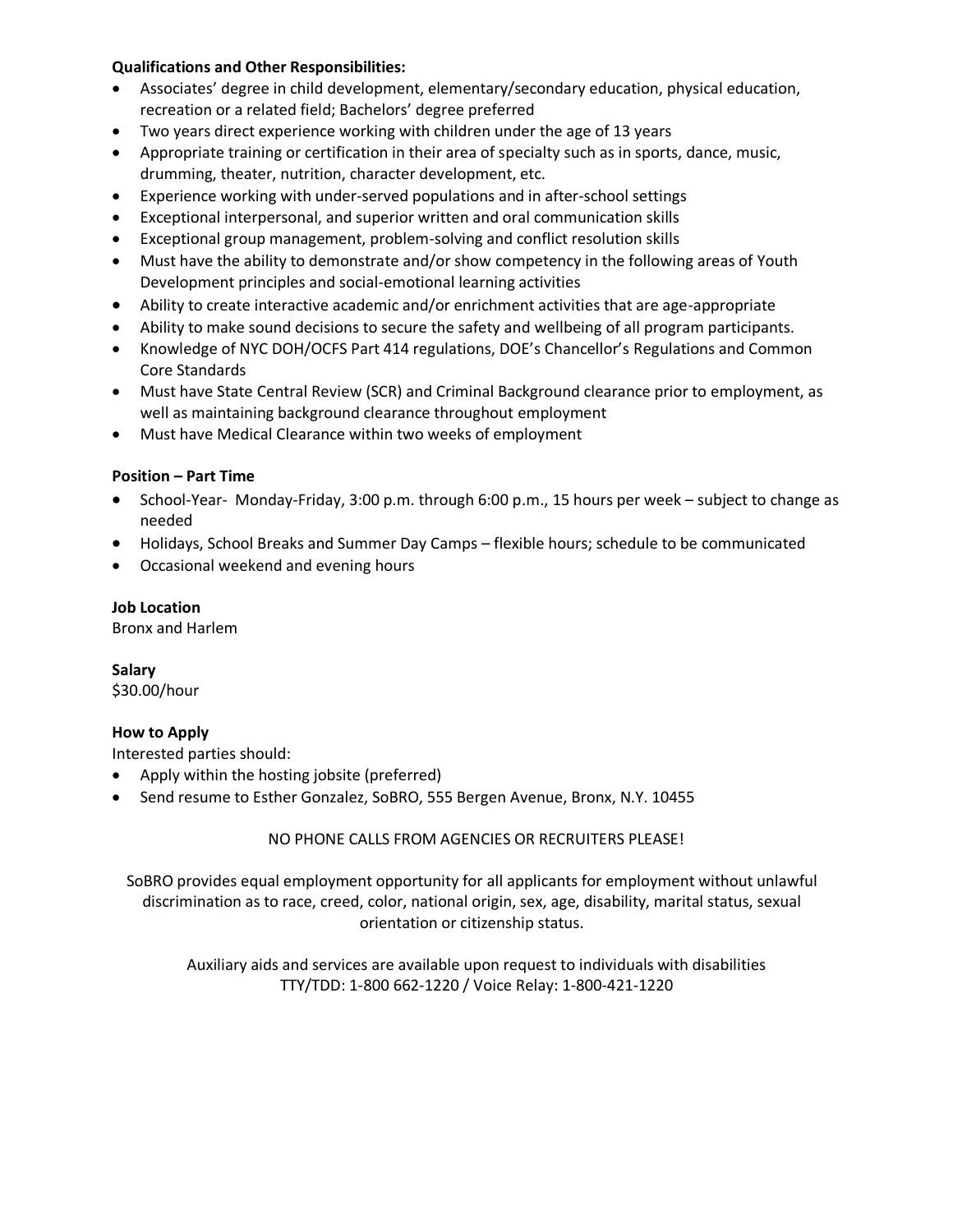**Qualifications and Other Responsibilities:**

- Associates' degree in child development, elementary/secondary education, physical education, recreation or a related field; Bachelors' degree preferred
- Two years direct experience working with children under the age of 13 years
- Appropriate training or certification in their area of specialty such as in sports, dance, music, drumming, theater, nutrition, character development, etc.
- Experience working with under-served populations and in after-school settings
- Exceptional interpersonal, and superior written and oral communication skills
- Exceptional group management, problem-solving and conflict resolution skills
- Must have the ability to demonstrate and/or show competency in the following areas of Youth Development principles and social-emotional learning activities
- Ability to create interactive academic and/or enrichment activities that are age-appropriate
- Ability to make sound decisions to secure the safety and wellbeing of all program participants.
- Knowledge of NYC DOH/OCFS Part 414 regulations, DOE's Chancellor's Regulations and Common Core Standards
- Must have State Central Review (SCR) and Criminal Background clearance prior to employment, as well as maintaining background clearance throughout employment
- Must have Medical Clearance within two weeks of employment

**Position – Part Time**

- School-Year- Monday-Friday, 3:00 p.m. through 6:00 p.m., 15 hours per week – subject to change as needed
- Holidays, School Breaks and Summer Day Camps – flexible hours; schedule to be communicated
- Occasional weekend and evening hours

**Job Location**

Bronx and Harlem

**Salary**

$30.00/hour

**How to Apply**

Interested parties should:

- Apply within the hosting jobsite (preferred)
- Send resume to Esther Gonzalez, SoBRO, 555 Bergen Avenue, Bronx, N.Y. 10455

NO PHONE CALLS FROM AGENCIES OR RECRUITERS PLEASE!

SoBRO provides equal employment opportunity for all applicants for employment without unlawful discrimination as to race, creed, color, national origin, sex, age, disability, marital status, sexual orientation or citizenship status.

Auxiliary aids and services are available upon request to individuals with disabilities
TTY/TDD: 1-800 662-1220 / Voice Relay: 1-800-421-1220